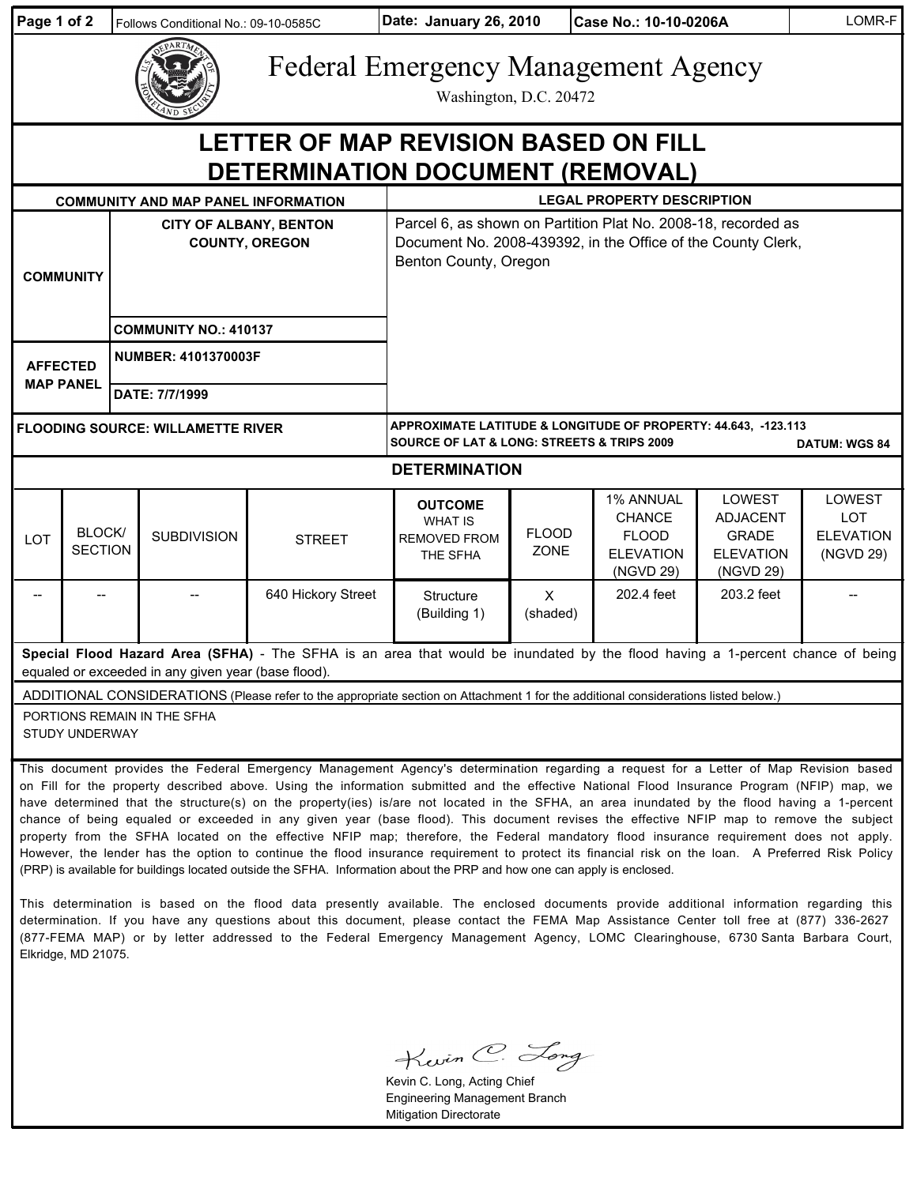| Page 1 of 2 | Follows Conditional No.: 09-10-0585C | Date: January 26, 2010 | Case No.: 10-10-0206A | LOMR-F |
|---|---|---|---|---|

# Federal Emergency Management Agency

Washington, D.C. 20472

# LETTER OF MAP REVISION BASED ON FILL DETERMINATION DOCUMENT (REMOVAL)

| COMMUNITY AND MAP PANEL INFORMATION | | LEGAL PROPERTY DESCRIPTION |
|---|---|---|
| COMMUNITY | CITY OF ALBANY, BENTON COUNTY, OREGON | Parcel 6, as shown on Partition Plat No. 2008-18, recorded as Document No. 2008-439392, in the Office of the County Clerk, Benton County, Oregon |
| | COMMUNITY NO.: 410137 | |
| AFFECTED MAP PANEL | NUMBER: 4101370003F | |
| | DATE: 7/7/1999 | |
| FLOODING SOURCE: WILLAMETTE RIVER | | APPROXIMATE LATITUDE & LONGITUDE OF PROPERTY: 44.643, -123.113<br>SOURCE OF LAT & LONG: STREETS & TRIPS 2009 DATUM: WGS 84 |

## DETERMINATION

| LOT | BLOCK/ SECTION | SUBDIVISION | STREET | OUTCOME WHAT IS REMOVED FROM THE SFHA | FLOOD ZONE | 1% ANNUAL CHANCE FLOOD ELEVATION (NGVD 29) | LOWEST ADJACENT GRADE ELEVATION (NGVD 29) | LOWEST LOT ELEVATION (NGVD 29) |
|---|---|---|---|---|---|---|---|---|
| -- | -- | -- | 640 Hickory Street | Structure (Building 1) | X (shaded) | 202.4 feet | 203.2 feet | -- |

**Special Flood Hazard Area (SFHA)** - The SFHA is an area that would be inundated by the flood having a 1-percent chance of being equaled or exceeded in any given year (base flood).

ADDITIONAL CONSIDERATIONS (Please refer to the appropriate section on Attachment 1 for the additional considerations listed below.)

PORTIONS REMAIN IN THE SFHA
STUDY UNDERWAY

This document provides the Federal Emergency Management Agency's determination regarding a request for a Letter of Map Revision based on Fill for the property described above. Using the information submitted and the effective National Flood Insurance Program (NFIP) map, we have determined that the structure(s) on the property(ies) is/are not located in the SFHA, an area inundated by the flood having a 1-percent chance of being equaled or exceeded in any given year (base flood). This document revises the effective NFIP map to remove the subject property from the SFHA located on the effective NFIP map; therefore, the Federal mandatory flood insurance requirement does not apply. However, the lender has the option to continue the flood insurance requirement to protect its financial risk on the loan. A Preferred Risk Policy (PRP) is available for buildings located outside the SFHA. Information about the PRP and how one can apply is enclosed.

This determination is based on the flood data presently available. The enclosed documents provide additional information regarding this determination. If you have any questions about this document, please contact the FEMA Map Assistance Center toll free at (877) 336-2627 (877-FEMA MAP) or by letter addressed to the Federal Emergency Management Agency, LOMC Clearinghouse, 6730 Santa Barbara Court, Elkridge, MD 21075.

Kevin C. Long

Kevin C. Long, Acting Chief
Engineering Management Branch
Mitigation Directorate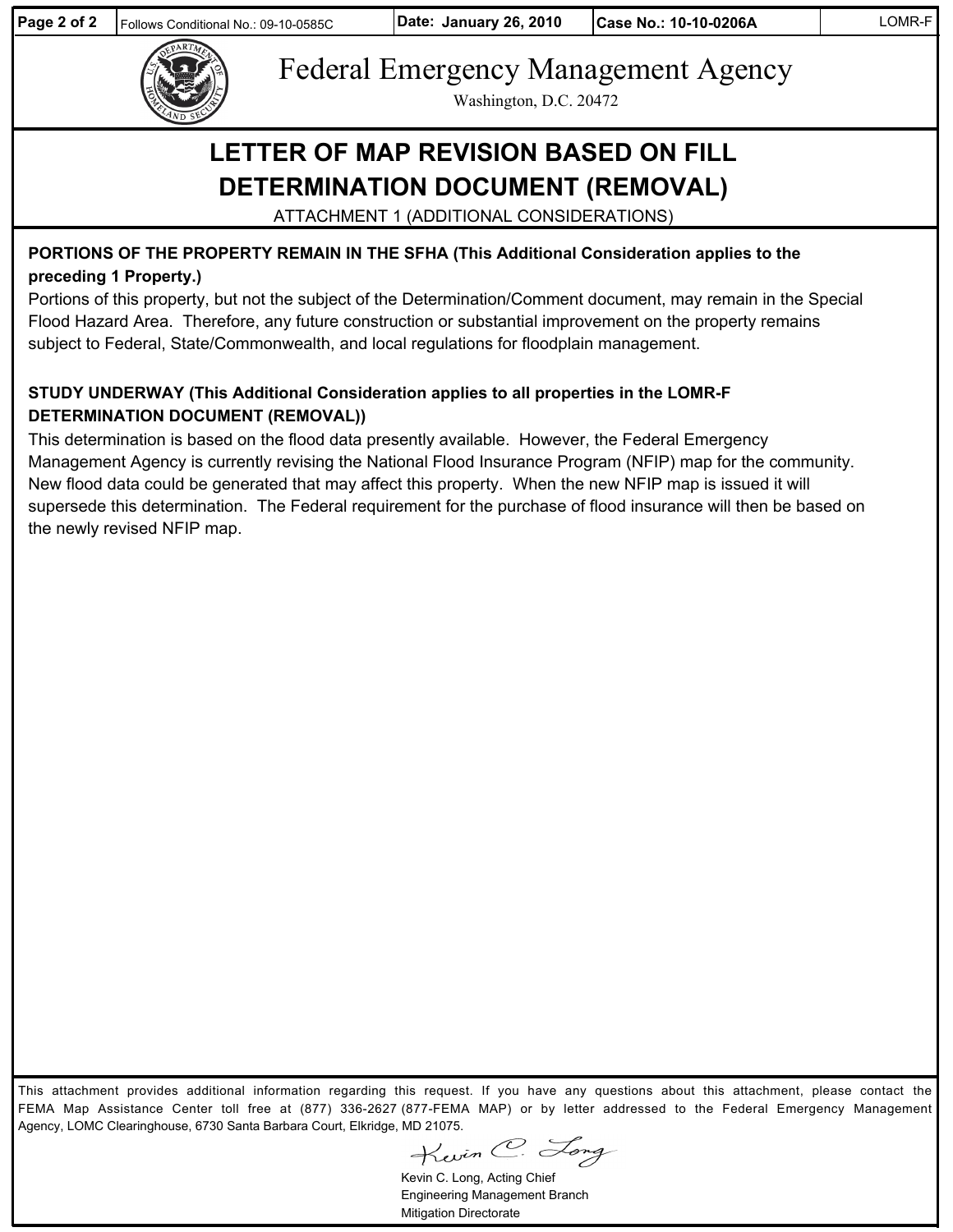| Follows Conditional No.: 09-10-0585C | Date: January 26, 2010 | Case No.: 10-10-0206A | LOMR-F |
|---|---|---|---|

# Federal Emergency Management Agency

Washington, D.C. 20472

## LETTER OF MAP REVISION BASED ON FILL DETERMINATION DOCUMENT (REMOVAL)

ATTACHMENT 1 (ADDITIONAL CONSIDERATIONS)

**PORTIONS OF THE PROPERTY REMAIN IN THE SFHA (This Additional Consideration applies to the preceding 1 Property.)**

Portions of this property, but not the subject of the Determination/Comment document, may remain in the Special Flood Hazard Area. Therefore, any future construction or substantial improvement on the property remains subject to Federal, State/Commonwealth, and local regulations for floodplain management.

**STUDY UNDERWAY (This Additional Consideration applies to all properties in the LOMR-F DETERMINATION DOCUMENT (REMOVAL))**

This determination is based on the flood data presently available. However, the Federal Emergency Management Agency is currently revising the National Flood Insurance Program (NFIP) map for the community. New flood data could be generated that may affect this property. When the new NFIP map is issued it will supersede this determination. The Federal requirement for the purchase of flood insurance will then be based on the newly revised NFIP map.

This attachment provides additional information regarding this request. If you have any questions about this attachment, please contact the FEMA Map Assistance Center toll free at (877) 336-2627 (877-FEMA MAP) or by letter addressed to the Federal Emergency Management Agency, LOMC Clearinghouse, 6730 Santa Barbara Court, Elkridge, MD 21075.

Kevin C. Long, Acting Chief
Engineering Management Branch
Mitigation Directorate